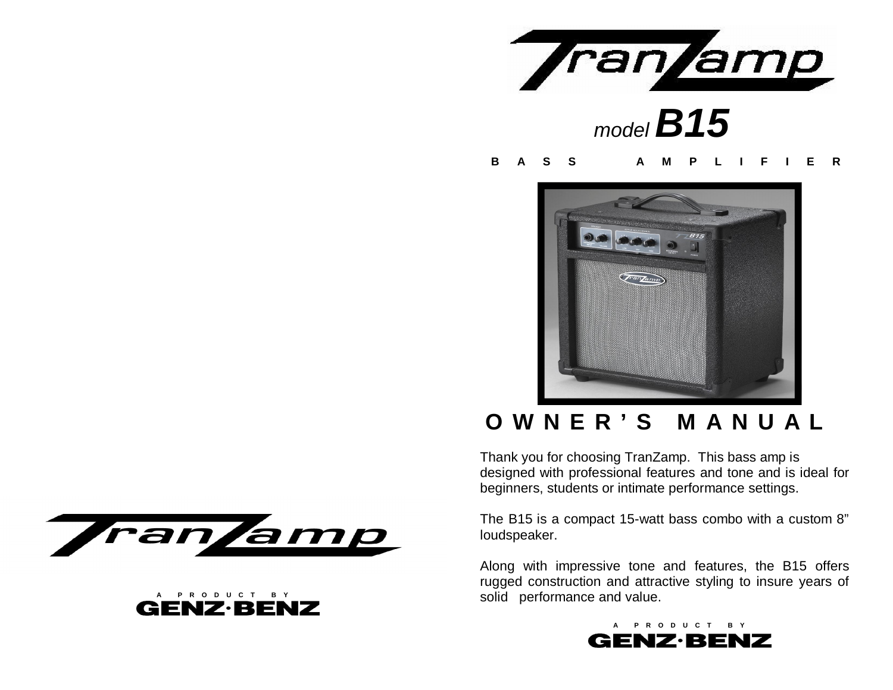# TranZamp

## *model* **B15**

**B A S S   A M P L I F I E R**

# O W N E R ' S   M A N U A L

Thank you for choosing TranZamp. This bass amp is designed with professional features and tone and is ideal for beginners, students or intimate performance settings.

The B15 is a compact 15-watt bass combo with a custom 8" loudspeaker.

Along with impressive tone and features, the B15 offers rugged construction and attractive styling to insure years of solid performance and value.

A PRODUCT BY **GENZ·BENZ**

TranZamp

A PRODUCT BY **GENZ·BENZ**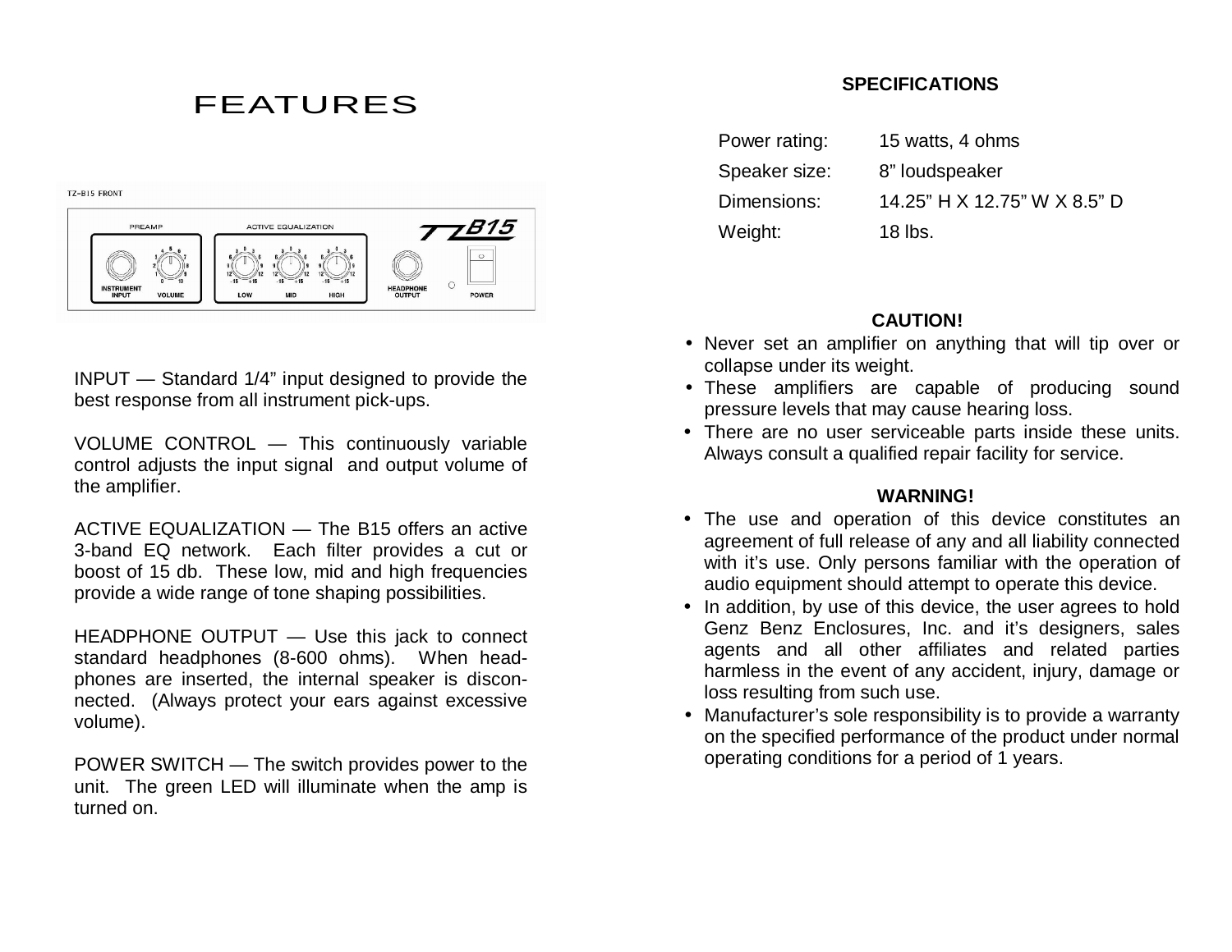# FEATURES

INPUT — Standard 1/4" input designed to provide the best response from all instrument pick-ups.

VOLUME CONTROL — This continuously variable control adjusts the input signal and output volume of the amplifier.

ACTIVE EQUALIZATION — The B15 offers an active 3-band EQ network. Each filter provides a cut or boost of 15 db. These low, mid and high frequencies provide a wide range of tone shaping possibilities.

HEADPHONE OUTPUT — Use this jack to connect standard headphones (8-600 ohms). When headphones are inserted, the internal speaker is disconnected. (Always protect your ears against excessive volume).

POWER SWITCH — The switch provides power to the unit. The green LED will illuminate when the amp is turned on.

## SPECIFICATIONS

| | |
|---|---|
| Power rating: | 15 watts, 4 ohms |
| Speaker size: | 8" loudspeaker |
| Dimensions: | 14.25" H X 12.75" W X 8.5" D |
| Weight: | 18 lbs. |

## CAUTION!

- Never set an amplifier on anything that will tip over or collapse under its weight.
- These amplifiers are capable of producing sound pressure levels that may cause hearing loss.
- There are no user serviceable parts inside these units. Always consult a qualified repair facility for service.

## WARNING!

- The use and operation of this device constitutes an agreement of full release of any and all liability connected with it's use. Only persons familiar with the operation of audio equipment should attempt to operate this device.
- In addition, by use of this device, the user agrees to hold Genz Benz Enclosures, Inc. and it's designers, sales agents and all other affiliates and related parties harmless in the event of any accident, injury, damage or loss resulting from such use.
- Manufacturer's sole responsibility is to provide a warranty on the specified performance of the product under normal operating conditions for a period of 1 years.